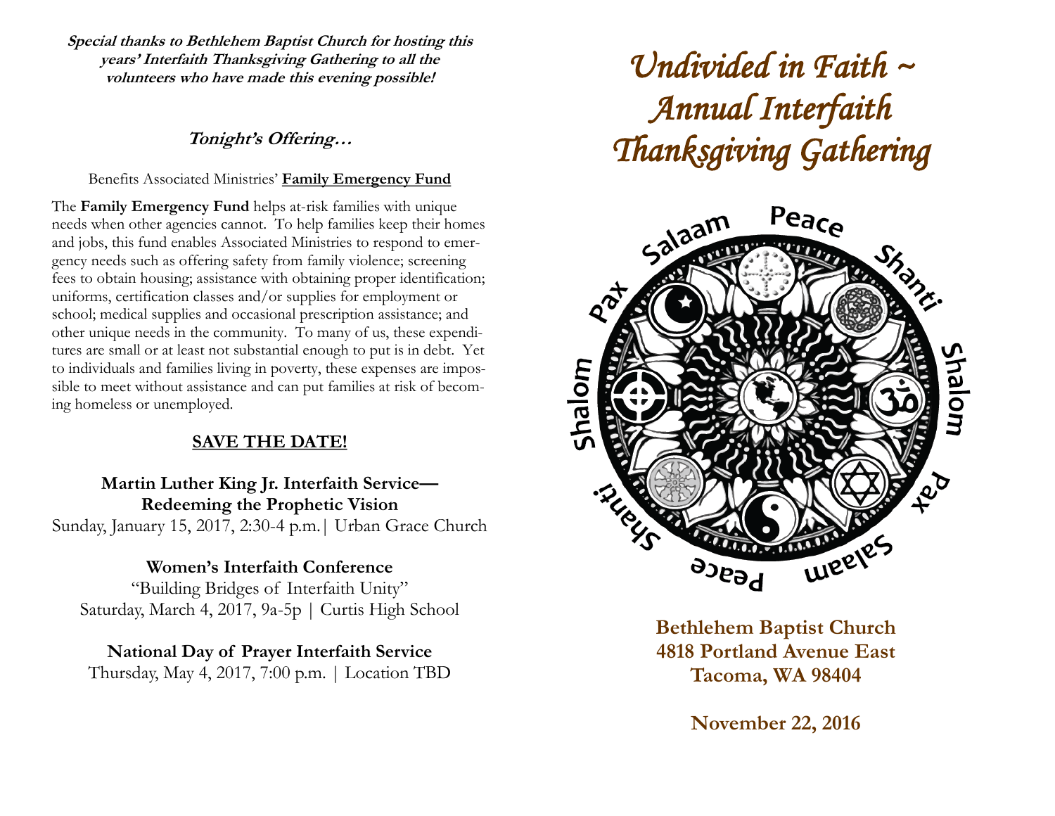**Special thanks to Bethlehem Baptist Church for hosting this years' Interfaith Thanksgiving Gathering to all the volunteers who have made this evening possible!**

## *Tonight's Offering…*

Benefits Associated Ministries' **Family Emergency Fund**

The **Family Emergency Fund** helps at-risk families with unique needs when other agencies cannot. To help families keep their homes and jobs, this fund enables Associated Ministries to respond to emergency needs such as offering safety from family violence; screening fees to obtain housing; assistance with obtaining proper identification; uniforms, certification classes and/or supplies for employment or school; medical supplies and occasional prescription assistance; and other unique needs in the community. To many of us, these expenditures are small or at least not substantial enough to put is in debt. Yet to individuals and families living in poverty, these expenses are impossible to meet without assistance and can put families at risk of becoming homeless or unemployed.

## SAVE THE DATE!

**Martin Luther King Jr. Interfaith Service— Redeeming the Prophetic Vision**
Sunday, January 15, 2017, 2:30-4 p.m.| Urban Grace Church

**Women's Interfaith Conference**
"Building Bridges of Interfaith Unity"
Saturday, March 4, 2017, 9a-5p | Curtis High School

**National Day of Prayer Interfaith Service**
Thursday, May 4, 2017, 7:00 p.m. | Location TBD

# *Undivided in Faith ~ Annual Interfaith Thanksgiving Gathering*

Salaam Peace Shanti Shalom Pax Salaam Peace Shanti Shalom Pax

**Bethlehem Baptist Church**
**4818 Portland Avenue East**
**Tacoma, WA 98404**

**November 22, 2016**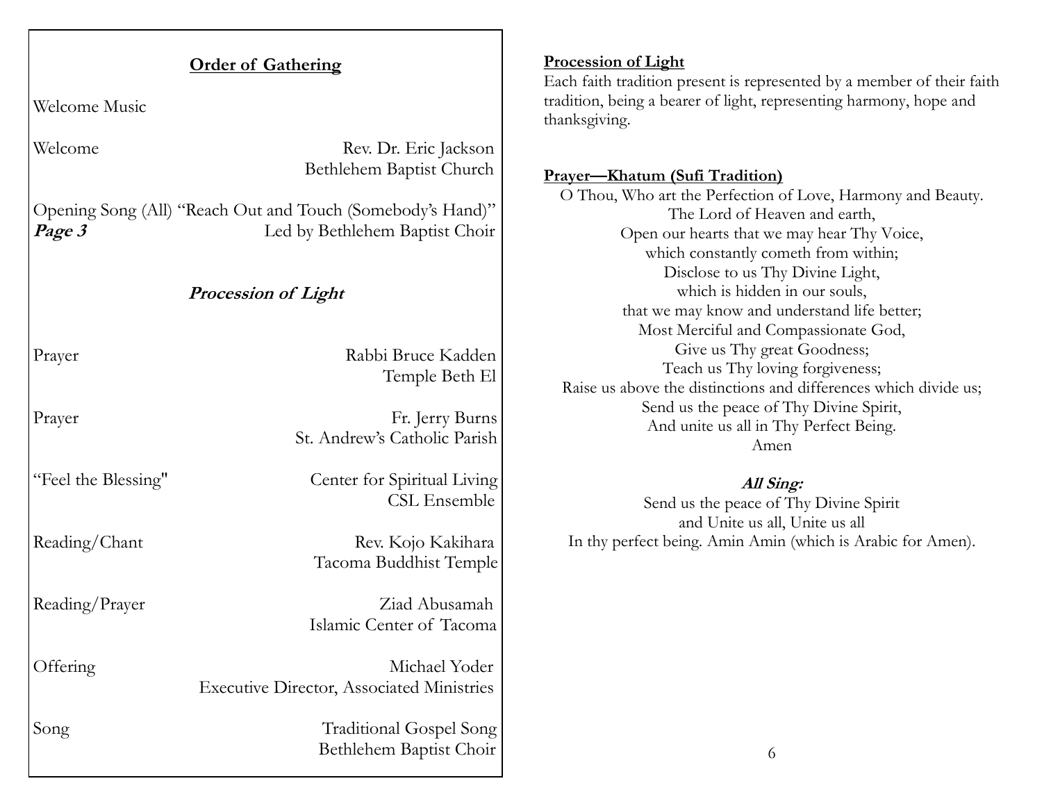## Order of Gathering

Welcome Music

Welcome — Rev. Dr. Eric Jackson, Bethlehem Baptist Church

Opening Song (All) "Reach Out and Touch (Somebody's Hand)"
***Page 3*** — Led by Bethlehem Baptist Choir

### *Procession of Light*

Prayer — Rabbi Bruce Kadden, Temple Beth El

Prayer — Fr. Jerry Burns, St. Andrew's Catholic Parish

"Feel the Blessing" — Center for Spiritual Living, CSL Ensemble

Reading/Chant — Rev. Kojo Kakihara, Tacoma Buddhist Temple

Reading/Prayer — Ziad Abusamah, Islamic Center of Tacoma

Offering — Michael Yoder, Executive Director, Associated Ministries

Song — Traditional Gospel Song, Bethlehem Baptist Choir

**Procession of Light**

Each faith tradition present is represented by a member of their faith tradition, being a bearer of light, representing harmony, hope and thanksgiving.

**Prayer—Khatum (Sufi Tradition)**

O Thou, Who art the Perfection of Love, Harmony and Beauty.
The Lord of Heaven and earth,
Open our hearts that we may hear Thy Voice,
which constantly cometh from within;
Disclose to us Thy Divine Light,
which is hidden in our souls,
that we may know and understand life better;
Most Merciful and Compassionate God,
Give us Thy great Goodness;
Teach us Thy loving forgiveness;
Raise us above the distinctions and differences which divide us;
Send us the peace of Thy Divine Spirit,
And unite us all in Thy Perfect Being.
Amen

***All Sing:***

Send us the peace of Thy Divine Spirit
and Unite us all, Unite us all
In thy perfect being. Amin Amin (which is Arabic for Amen).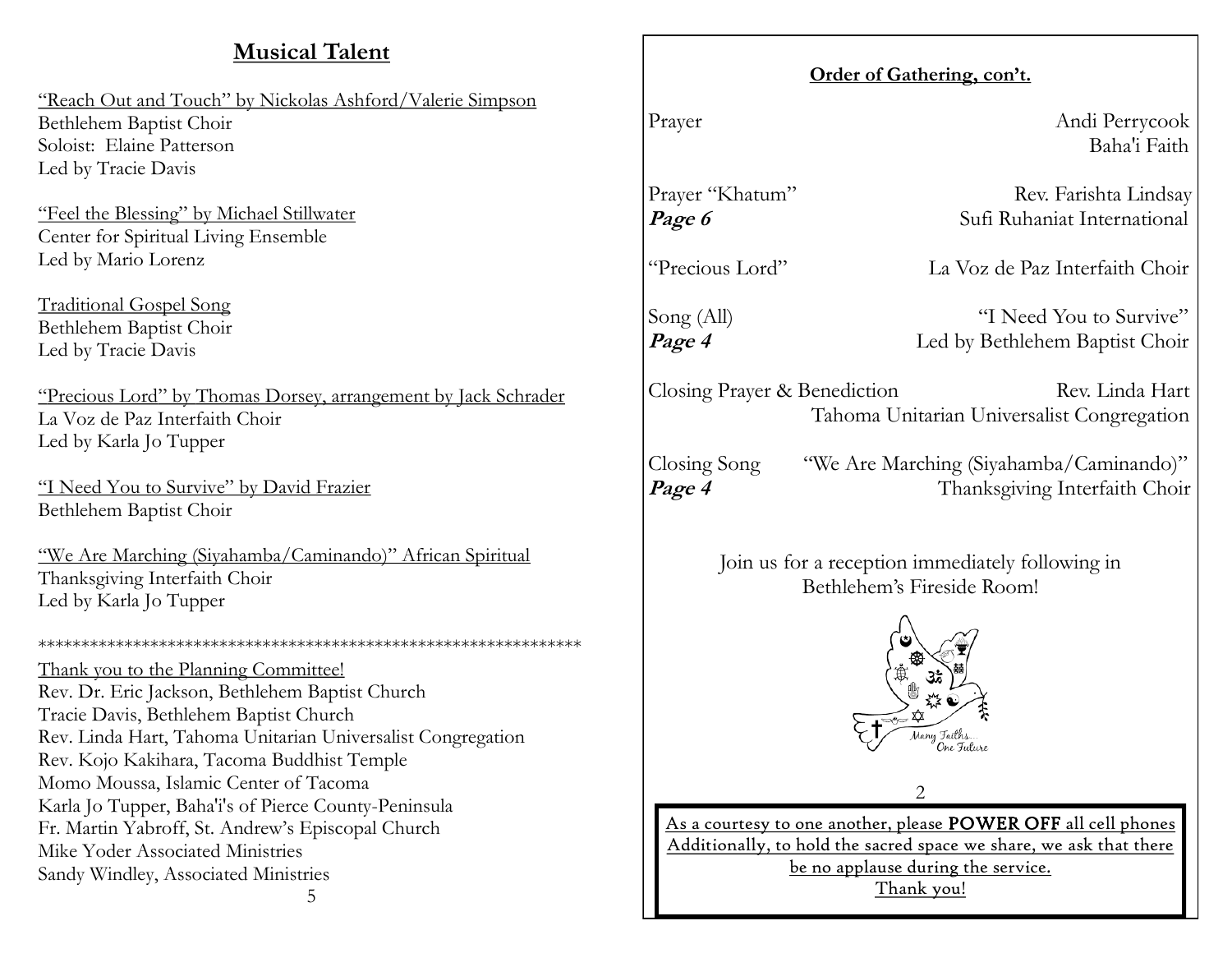## Musical Talent

"Reach Out and Touch" by Nickolas Ashford/Valerie Simpson
Bethlehem Baptist Choir
Soloist: Elaine Patterson
Led by Tracie Davis

"Feel the Blessing" by Michael Stillwater
Center for Spiritual Living Ensemble
Led by Mario Lorenz

Traditional Gospel Song
Bethlehem Baptist Choir
Led by Tracie Davis

"Precious Lord" by Thomas Dorsey, arrangement by Jack Schrader
La Voz de Paz Interfaith Choir
Led by Karla Jo Tupper

"I Need You to Survive" by David Frazier
Bethlehem Baptist Choir

"We Are Marching (Siyahamba/Caminando)" African Spiritual
Thanksgiving Interfaith Choir
Led by Karla Jo Tupper

**************************************************************

Thank you to the Planning Committee!
Rev. Dr. Eric Jackson, Bethlehem Baptist Church
Tracie Davis, Bethlehem Baptist Church
Rev. Linda Hart, Tahoma Unitarian Universalist Congregation
Rev. Kojo Kakihara, Tacoma Buddhist Temple
Momo Moussa, Islamic Center of Tacoma
Karla Jo Tupper, Baha'i's of Pierce County-Peninsula
Fr. Martin Yabroff, St. Andrew's Episcopal Church
Mike Yoder Associated Ministries
Sandy Windley, Associated Ministries

**Order of Gathering, con't.**

Prayer — Andi Perrycook, Baha'i Faith

Prayer "Khatum" — Rev. Farishta Lindsay, Sufi Ruhaniat International
***Page 6***

"Precious Lord" — La Voz de Paz Interfaith Choir

Song (All) — "I Need You to Survive", Led by Bethlehem Baptist Choir
***Page 4***

Closing Prayer & Benediction — Rev. Linda Hart, Tahoma Unitarian Universalist Congregation

Closing Song — "We Are Marching (Siyahamba/Caminando)", Thanksgiving Interfaith Choir
***Page 4***

Join us for a reception immediately following in Bethlehem's Fireside Room!

Many Faiths... One Future

As a courtesy to one another, please **POWER OFF** all cell phones
Additionally, to hold the sacred space we share, we ask that there be no applause during the service.
Thank you!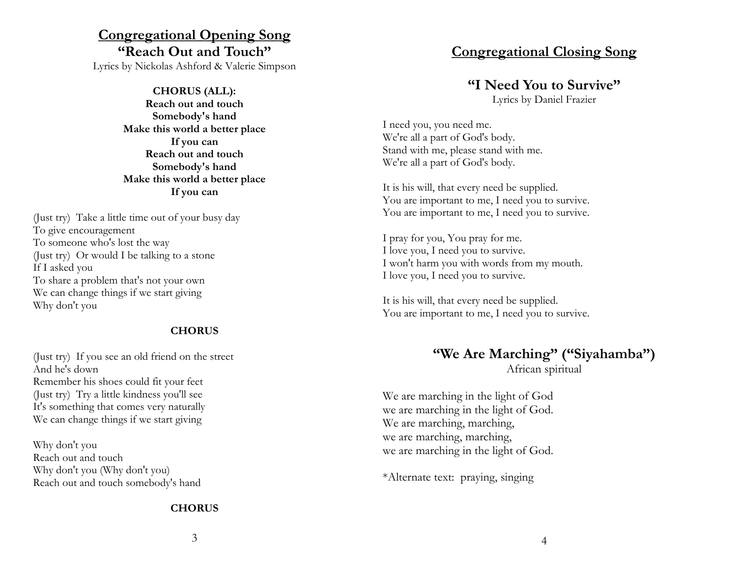## Congregational Opening Song

### "Reach Out and Touch"

Lyrics by Nickolas Ashford & Valerie Simpson

**CHORUS (ALL):**
**Reach out and touch**
**Somebody's hand**
**Make this world a better place**
**If you can**
**Reach out and touch**
**Somebody's hand**
**Make this world a better place**
**If you can**

(Just try) Take a little time out of your busy day
To give encouragement
To someone who's lost the way
(Just try) Or would I be talking to a stone
If I asked you
To share a problem that's not your own
We can change things if we start giving
Why don't you

**CHORUS**

(Just try) If you see an old friend on the street
And he's down
Remember his shoes could fit your feet
(Just try) Try a little kindness you'll see
It's something that comes very naturally
We can change things if we start giving

Why don't you
Reach out and touch
Why don't you (Why don't you)
Reach out and touch somebody's hand

**CHORUS**

## Congregational Closing Song

### "I Need You to Survive"

Lyrics by Daniel Frazier

I need you, you need me.
We're all a part of God's body.
Stand with me, please stand with me.
We're all a part of God's body.

It is his will, that every need be supplied.
You are important to me, I need you to survive.
You are important to me, I need you to survive.

I pray for you, You pray for me.
I love you, I need you to survive.
I won't harm you with words from my mouth.
I love you, I need you to survive.

It is his will, that every need be supplied.
You are important to me, I need you to survive.

### "We Are Marching" ("Siyahamba")

African spiritual

We are marching in the light of God
we are marching in the light of God.
We are marching, marching,
we are marching, marching,
we are marching in the light of God.

*Alternate text: praying, singing